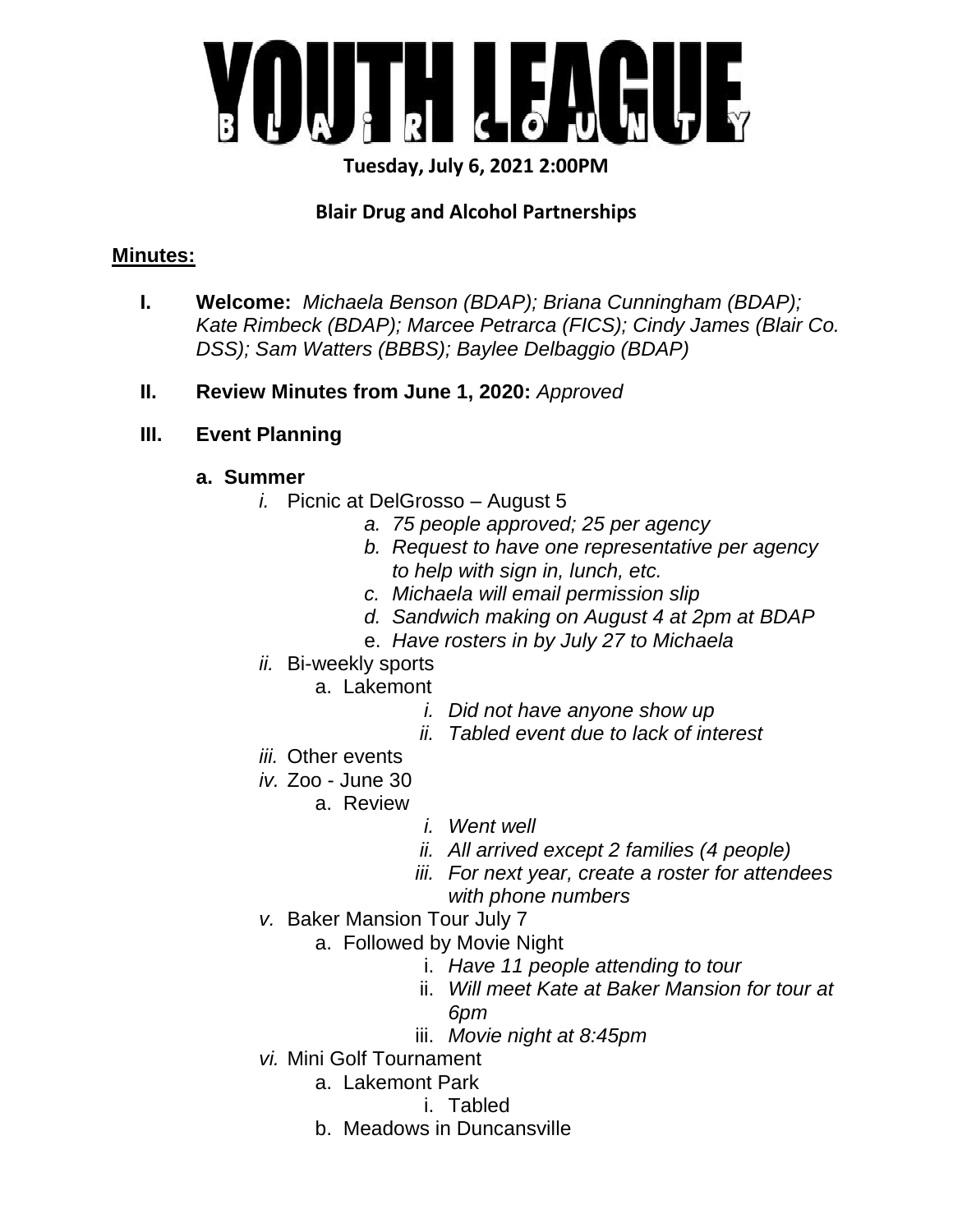# YOUTH LEAGUE

BLAIR COUNTY

**Tuesday, July 6, 2021 2:00PM**

**Blair Drug and Alcohol Partnerships**

**Minutes:**

- **I. Welcome:** *Michaela Benson (BDAP); Briana Cunningham (BDAP); Kate Rimbeck (BDAP); Marcee Petrarca (FICS); Cindy James (Blair Co. DSS); Sam Watters (BBBS); Baylee Delbaggio (BDAP)*
- **II. Review Minutes from June 1, 2020:** *Approved*
- **III. Event Planning**
  - **a. Summer**
    - *i.* Picnic at DelGrosso – August 5
      - *a. 75 people approved; 25 per agency*
      - *b. Request to have one representative per agency to help with sign in, lunch, etc.*
      - *c. Michaela will email permission slip*
      - *d. Sandwich making on August 4 at 2pm at BDAP*
      - e. *Have rosters in by July 27 to Michaela*
    - *ii.* Bi-weekly sports
      - a. Lakemont
        - *i. Did not have anyone show up*
        - *ii. Tabled event due to lack of interest*
    - *iii.* Other events
    - *iv.* Zoo - June 30
      - a. Review
        - *i. Went well*
        - *ii. All arrived except 2 families (4 people)*
        - *iii. For next year, create a roster for attendees with phone numbers*
    - *v.* Baker Mansion Tour July 7
      - a. Followed by Movie Night
        - i. *Have 11 people attending to tour*
        - ii. *Will meet Kate at Baker Mansion for tour at 6pm*
        - iii. *Movie night at 8:45pm*
    - *vi.* Mini Golf Tournament
      - a. Lakemont Park
        - i. Tabled
      - b. Meadows in Duncansville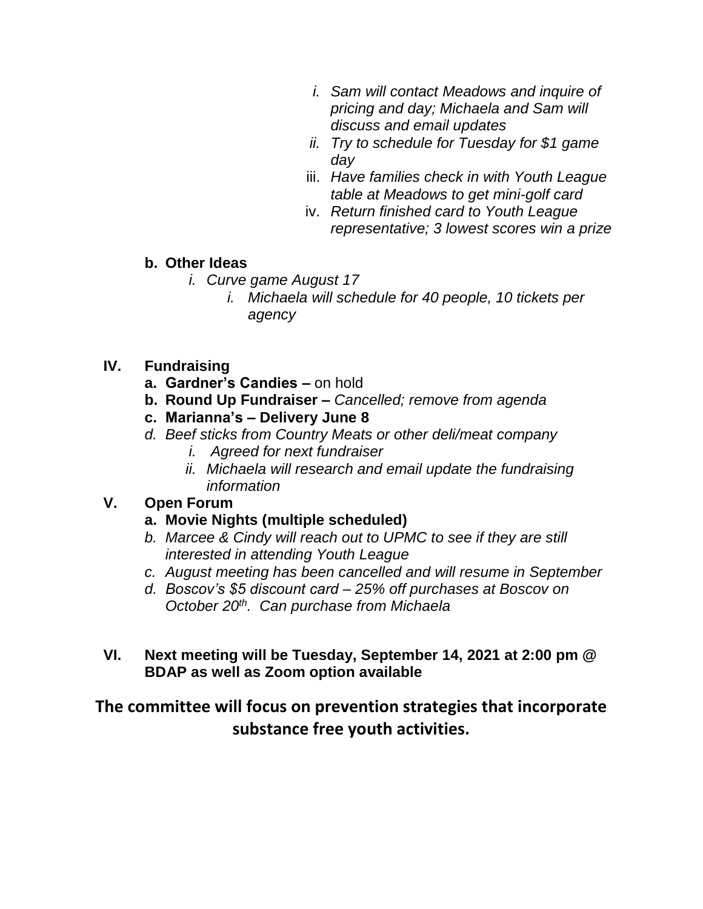i. *Sam will contact Meadows and inquire of pricing and day; Michaela and Sam will discuss and email updates*
    ii. *Try to schedule for Tuesday for $1 game day*
    iii. *Have families check in with Youth League table at Meadows to get mini-golf card*
    iv. *Return finished card to Youth League representative; 3 lowest scores win a prize*

- **b. Other Ideas**
    - i. *Curve game August 17*
        - i. *Michaela will schedule for 40 people, 10 tickets per agency*

**IV. Fundraising**

- **a. Gardner's Candies –** on hold
- **b. Round Up Fundraiser –** *Cancelled; remove from agenda*
- **c. Marianna's – Delivery June 8**
- *d. Beef sticks from Country Meats or other deli/meat company*
    - *i. Agreed for next fundraiser*
    - *ii. Michaela will research and email update the fundraising information*

**V. Open Forum**

- **a. Movie Nights (multiple scheduled)**
- *b. Marcee & Cindy will reach out to UPMC to see if they are still interested in attending Youth League*
- *c. August meeting has been cancelled and will resume in September*
- *d. Boscov's $5 discount card – 25% off purchases at Boscov on October 20th. Can purchase from Michaela*

**VI. Next meeting will be Tuesday, September 14, 2021 at 2:00 pm @ BDAP as well as Zoom option available**

**The committee will focus on prevention strategies that incorporate substance free youth activities.**